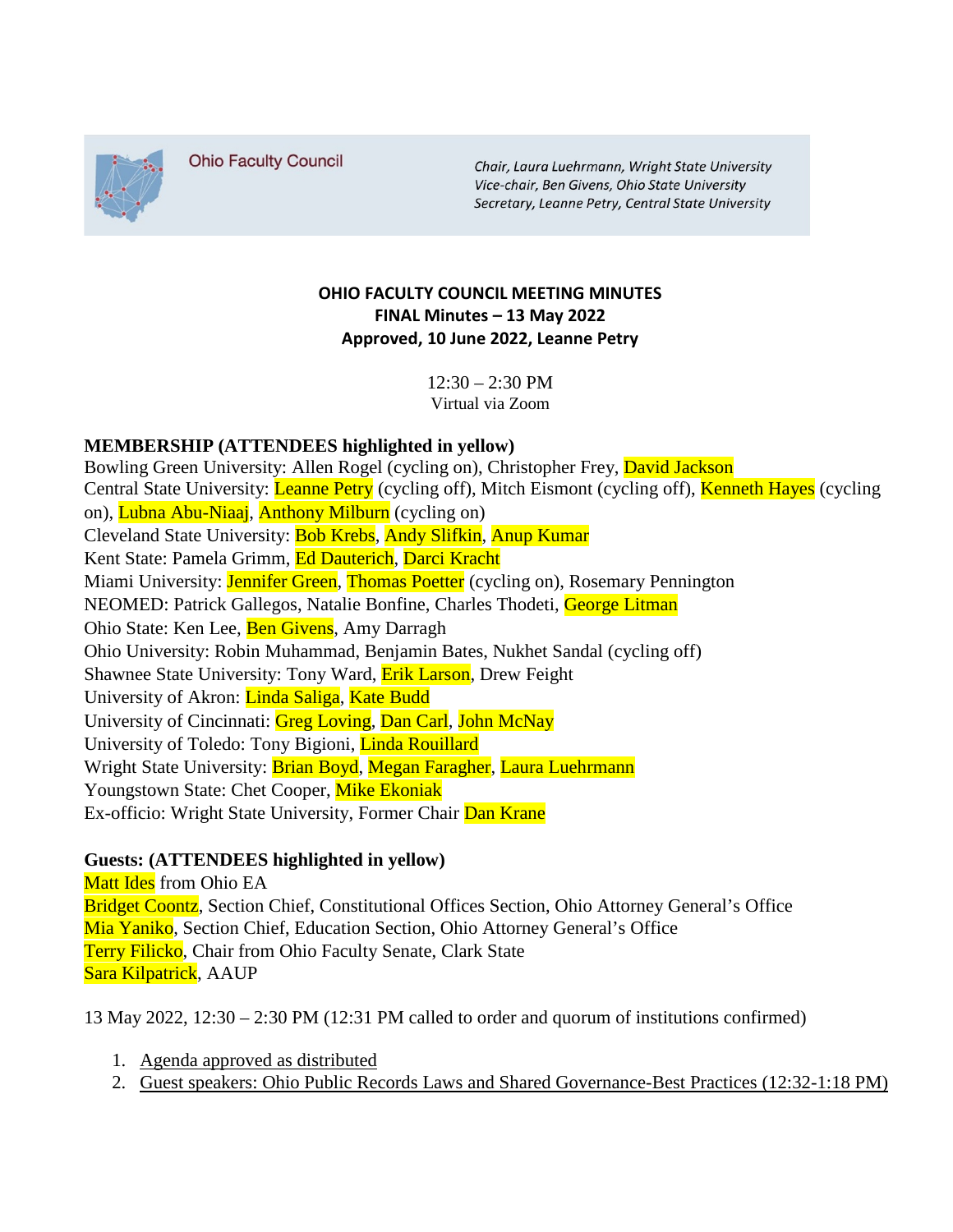Ohio Faculty Council

*Chair, Laura Luehrmann, Wright State University*
*Vice-chair, Ben Givens, Ohio State University*
*Secretary, Leanne Petry, Central State University*

# OHIO FACULTY COUNCIL MEETING MINUTES

**FINAL Minutes – 13 May 2022**
**Approved, 10 June 2022, Leanne Petry**

12:30 – 2:30 PM
Virtual via Zoom

**MEMBERSHIP (ATTENDEES highlighted in yellow)**

Bowling Green University: Allen Rogel (cycling on), Christopher Frey, David Jackson
Central State University: Leanne Petry (cycling off), Mitch Eismont (cycling off), Kenneth Hayes (cycling on), Lubna Abu-Niaaj, Anthony Milburn (cycling on)
Cleveland State University: Bob Krebs, Andy Slifkin, Anup Kumar
Kent State: Pamela Grimm, Ed Dauterich, Darci Kracht
Miami University: Jennifer Green, Thomas Poetter (cycling on), Rosemary Pennington
NEOMED: Patrick Gallegos, Natalie Bonfine, Charles Thodeti, George Litman
Ohio State: Ken Lee, Ben Givens, Amy Darragh
Ohio University: Robin Muhammad, Benjamin Bates, Nukhet Sandal (cycling off)
Shawnee State University: Tony Ward, Erik Larson, Drew Feight
University of Akron: Linda Saliga, Kate Budd
University of Cincinnati: Greg Loving, Dan Carl, John McNay
University of Toledo: Tony Bigioni, Linda Rouillard
Wright State University: Brian Boyd, Megan Faragher, Laura Luehrmann
Youngstown State: Chet Cooper, Mike Ekoniak
Ex-officio: Wright State University, Former Chair Dan Krane

**Guests: (ATTENDEES highlighted in yellow)**

Matt Ides from Ohio EA
Bridget Coontz, Section Chief, Constitutional Offices Section, Ohio Attorney General's Office
Mia Yaniko, Section Chief, Education Section, Ohio Attorney General's Office
Terry Filicko, Chair from Ohio Faculty Senate, Clark State
Sara Kilpatrick, AAUP

13 May 2022, 12:30 – 2:30 PM (12:31 PM called to order and quorum of institutions confirmed)

1. Agenda approved as distributed
2. Guest speakers: Ohio Public Records Laws and Shared Governance-Best Practices (12:32-1:18 PM)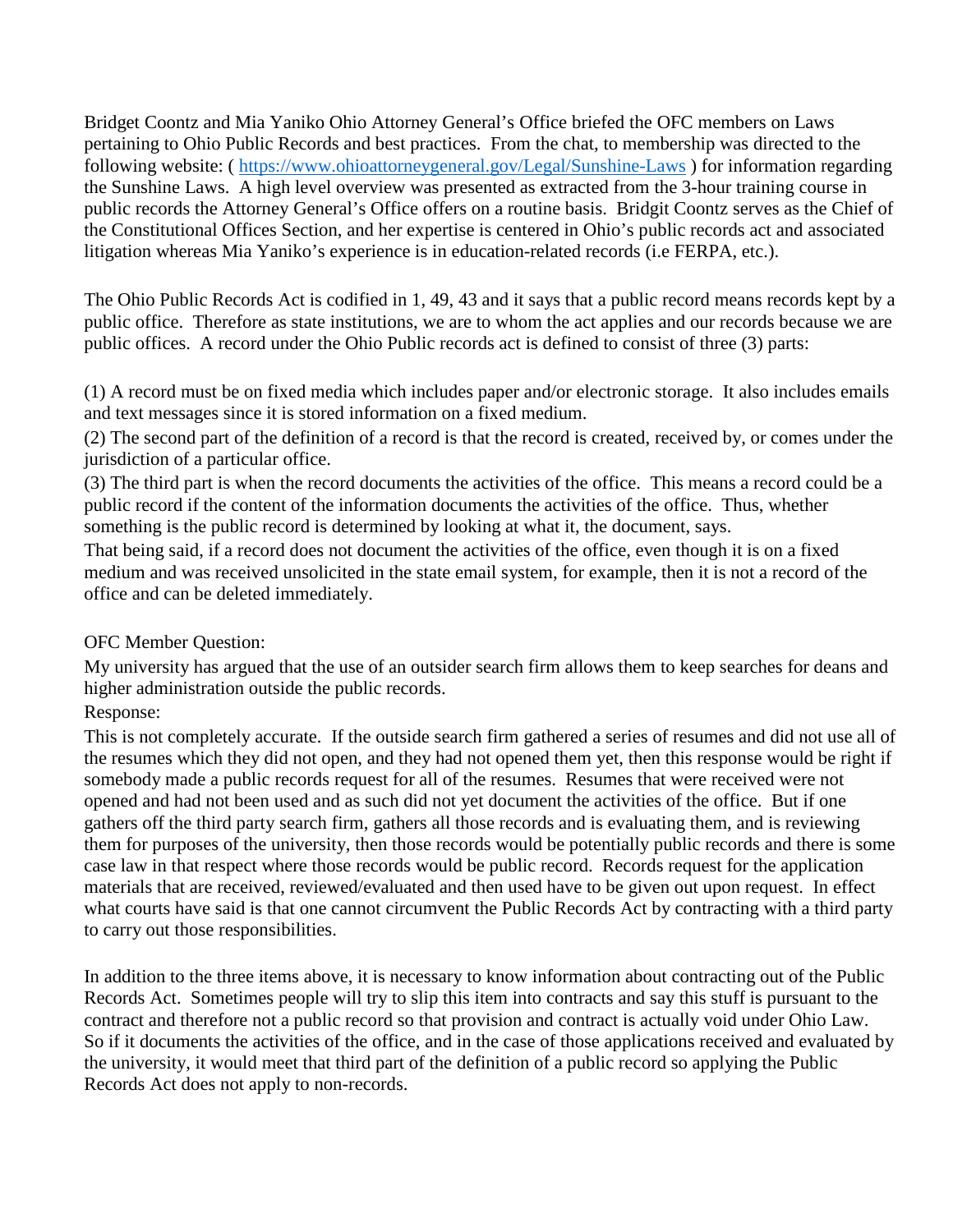Bridget Coontz and Mia Yaniko Ohio Attorney General's Office briefed the OFC members on Laws pertaining to Ohio Public Records and best practices. From the chat, to membership was directed to the following website: ( https://www.ohioattorneygeneral.gov/Legal/Sunshine-Laws ) for information regarding the Sunshine Laws. A high level overview was presented as extracted from the 3-hour training course in public records the Attorney General's Office offers on a routine basis. Bridgit Coontz serves as the Chief of the Constitutional Offices Section, and her expertise is centered in Ohio's public records act and associated litigation whereas Mia Yaniko's experience is in education-related records (i.e FERPA, etc.).

The Ohio Public Records Act is codified in 1, 49, 43 and it says that a public record means records kept by a public office. Therefore as state institutions, we are to whom the act applies and our records because we are public offices. A record under the Ohio Public records act is defined to consist of three (3) parts:

(1) A record must be on fixed media which includes paper and/or electronic storage. It also includes emails and text messages since it is stored information on a fixed medium.
(2) The second part of the definition of a record is that the record is created, received by, or comes under the jurisdiction of a particular office.
(3) The third part is when the record documents the activities of the office. This means a record could be a public record if the content of the information documents the activities of the office. Thus, whether something is the public record is determined by looking at what it, the document, says.
That being said, if a record does not document the activities of the office, even though it is on a fixed medium and was received unsolicited in the state email system, for example, then it is not a record of the office and can be deleted immediately.

OFC Member Question:
My university has argued that the use of an outsider search firm allows them to keep searches for deans and higher administration outside the public records.
Response:
This is not completely accurate. If the outside search firm gathered a series of resumes and did not use all of the resumes which they did not open, and they had not opened them yet, then this response would be right if somebody made a public records request for all of the resumes. Resumes that were received were not opened and had not been used and as such did not yet document the activities of the office. But if one gathers off the third party search firm, gathers all those records and is evaluating them, and is reviewing them for purposes of the university, then those records would be potentially public records and there is some case law in that respect where those records would be public record. Records request for the application materials that are received, reviewed/evaluated and then used have to be given out upon request. In effect what courts have said is that one cannot circumvent the Public Records Act by contracting with a third party to carry out those responsibilities.

In addition to the three items above, it is necessary to know information about contracting out of the Public Records Act. Sometimes people will try to slip this item into contracts and say this stuff is pursuant to the contract and therefore not a public record so that provision and contract is actually void under Ohio Law. So if it documents the activities of the office, and in the case of those applications received and evaluated by the university, it would meet that third part of the definition of a public record so applying the Public Records Act does not apply to non-records.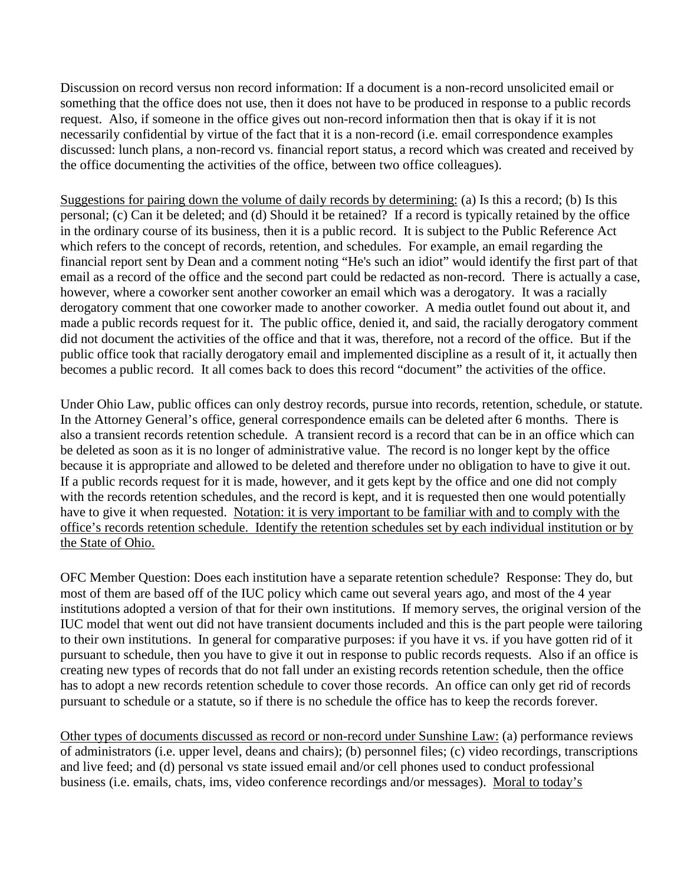Discussion on record versus non record information: If a document is a non-record unsolicited email or something that the office does not use, then it does not have to be produced in response to a public records request. Also, if someone in the office gives out non-record information then that is okay if it is not necessarily confidential by virtue of the fact that it is a non-record (i.e. email correspondence examples discussed: lunch plans, a non-record vs. financial report status, a record which was created and received by the office documenting the activities of the office, between two office colleagues).

<u>Suggestions for pairing down the volume of daily records by determining:</u> (a) Is this a record; (b) Is this personal; (c) Can it be deleted; and (d) Should it be retained? If a record is typically retained by the office in the ordinary course of its business, then it is a public record. It is subject to the Public Reference Act which refers to the concept of records, retention, and schedules. For example, an email regarding the financial report sent by Dean and a comment noting "He's such an idiot" would identify the first part of that email as a record of the office and the second part could be redacted as non-record. There is actually a case, however, where a coworker sent another coworker an email which was a derogatory. It was a racially derogatory comment that one coworker made to another coworker. A media outlet found out about it, and made a public records request for it. The public office, denied it, and said, the racially derogatory comment did not document the activities of the office and that it was, therefore, not a record of the office. But if the public office took that racially derogatory email and implemented discipline as a result of it, it actually then becomes a public record. It all comes back to does this record "document" the activities of the office.

Under Ohio Law, public offices can only destroy records, pursue into records, retention, schedule, or statute. In the Attorney General's office, general correspondence emails can be deleted after 6 months. There is also a transient records retention schedule. A transient record is a record that can be in an office which can be deleted as soon as it is no longer of administrative value. The record is no longer kept by the office because it is appropriate and allowed to be deleted and therefore under no obligation to have to give it out. If a public records request for it is made, however, and it gets kept by the office and one did not comply with the records retention schedules, and the record is kept, and it is requested then one would potentially have to give it when requested. <u>Notation: it is very important to be familiar with and to comply with the office's records retention schedule. Identify the retention schedules set by each individual institution or by the State of Ohio.</u>

OFC Member Question: Does each institution have a separate retention schedule? Response: They do, but most of them are based off of the IUC policy which came out several years ago, and most of the 4 year institutions adopted a version of that for their own institutions. If memory serves, the original version of the IUC model that went out did not have transient documents included and this is the part people were tailoring to their own institutions. In general for comparative purposes: if you have it vs. if you have gotten rid of it pursuant to schedule, then you have to give it out in response to public records requests. Also if an office is creating new types of records that do not fall under an existing records retention schedule, then the office has to adopt a new records retention schedule to cover those records. An office can only get rid of records pursuant to schedule or a statute, so if there is no schedule the office has to keep the records forever.

<u>Other types of documents discussed as record or non-record under Sunshine Law:</u> (a) performance reviews of administrators (i.e. upper level, deans and chairs); (b) personnel files; (c) video recordings, transcriptions and live feed; and (d) personal vs state issued email and/or cell phones used to conduct professional business (i.e. emails, chats, ims, video conference recordings and/or messages). <u>Moral to today's</u>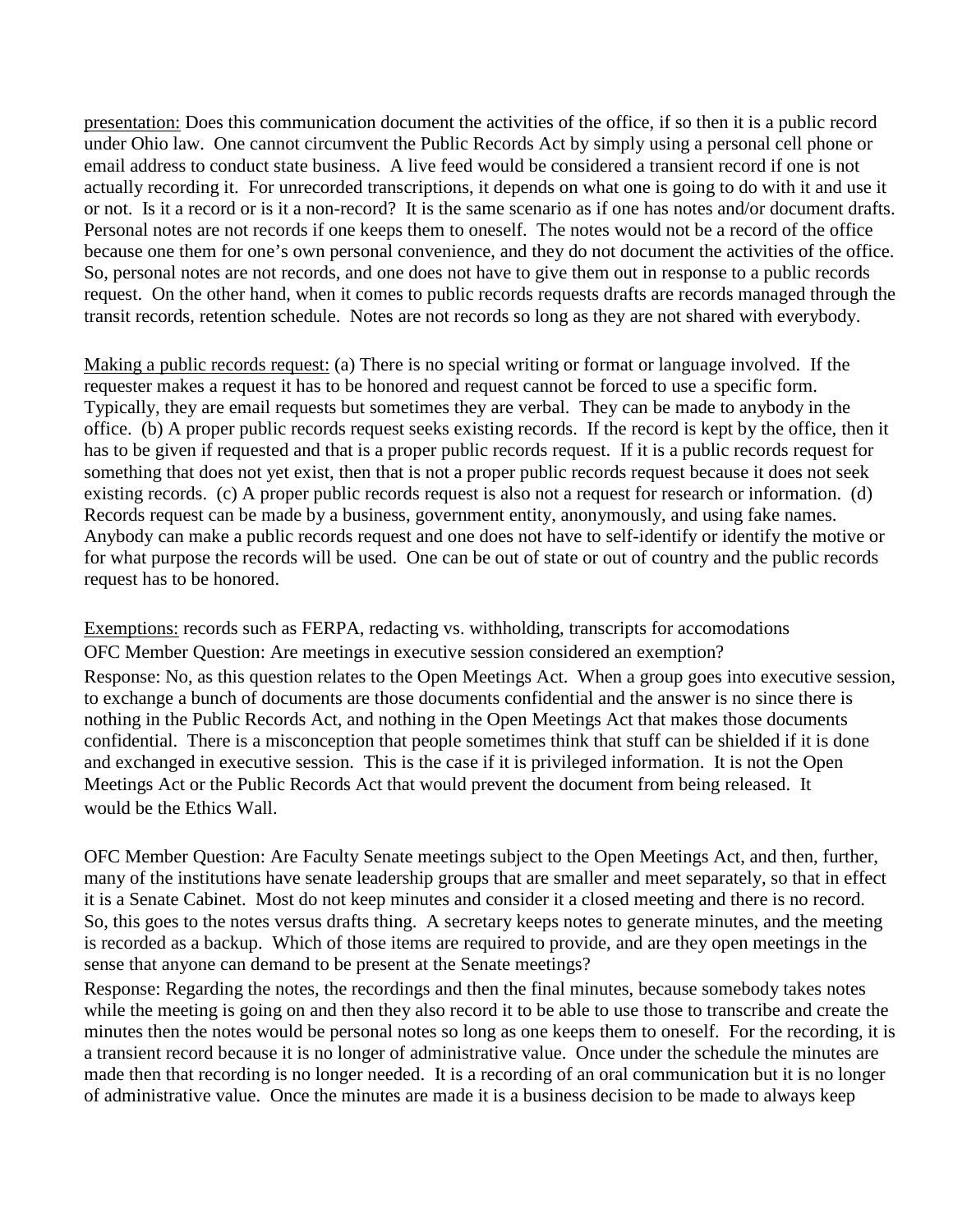<u>presentation:</u> Does this communication document the activities of the office, if so then it is a public record under Ohio law. One cannot circumvent the Public Records Act by simply using a personal cell phone or email address to conduct state business. A live feed would be considered a transient record if one is not actually recording it. For unrecorded transcriptions, it depends on what one is going to do with it and use it or not. Is it a record or is it a non-record? It is the same scenario as if one has notes and/or document drafts. Personal notes are not records if one keeps them to oneself. The notes would not be a record of the office because one them for one's own personal convenience, and they do not document the activities of the office. So, personal notes are not records, and one does not have to give them out in response to a public records request. On the other hand, when it comes to public records requests drafts are records managed through the transit records, retention schedule. Notes are not records so long as they are not shared with everybody.

<u>Making a public records request:</u> (a) There is no special writing or format or language involved. If the requester makes a request it has to be honored and request cannot be forced to use a specific form. Typically, they are email requests but sometimes they are verbal. They can be made to anybody in the office. (b) A proper public records request seeks existing records. If the record is kept by the office, then it has to be given if requested and that is a proper public records request. If it is a public records request for something that does not yet exist, then that is not a proper public records request because it does not seek existing records. (c) A proper public records request is also not a request for research or information. (d) Records request can be made by a business, government entity, anonymously, and using fake names. Anybody can make a public records request and one does not have to self-identify or identify the motive or for what purpose the records will be used. One can be out of state or out of country and the public records request has to be honored.

<u>Exemptions:</u> records such as FERPA, redacting vs. withholding, transcripts for accomodations

OFC Member Question: Are meetings in executive session considered an exemption?

Response: No, as this question relates to the Open Meetings Act. When a group goes into executive session, to exchange a bunch of documents are those documents confidential and the answer is no since there is nothing in the Public Records Act, and nothing in the Open Meetings Act that makes those documents confidential. There is a misconception that people sometimes think that stuff can be shielded if it is done and exchanged in executive session. This is the case if it is privileged information. It is not the Open Meetings Act or the Public Records Act that would prevent the document from being released. It would be the Ethics Wall.

OFC Member Question: Are Faculty Senate meetings subject to the Open Meetings Act, and then, further, many of the institutions have senate leadership groups that are smaller and meet separately, so that in effect it is a Senate Cabinet. Most do not keep minutes and consider it a closed meeting and there is no record. So, this goes to the notes versus drafts thing. A secretary keeps notes to generate minutes, and the meeting is recorded as a backup. Which of those items are required to provide, and are they open meetings in the sense that anyone can demand to be present at the Senate meetings?

Response: Regarding the notes, the recordings and then the final minutes, because somebody takes notes while the meeting is going on and then they also record it to be able to use those to transcribe and create the minutes then the notes would be personal notes so long as one keeps them to oneself. For the recording, it is a transient record because it is no longer of administrative value. Once under the schedule the minutes are made then that recording is no longer needed. It is a recording of an oral communication but it is no longer of administrative value. Once the minutes are made it is a business decision to be made to always keep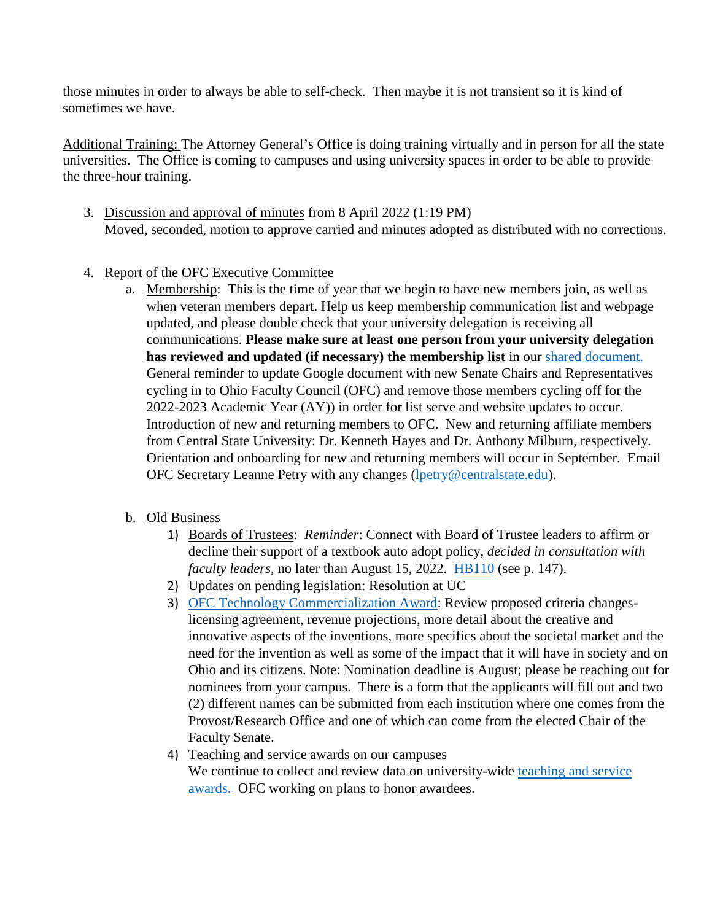those minutes in order to always be able to self-check. Then maybe it is not transient so it is kind of sometimes we have.

Additional Training: The Attorney General's Office is doing training virtually and in person for all the state universities. The Office is coming to campuses and using university spaces in order to be able to provide the three-hour training.

3. Discussion and approval of minutes from 8 April 2022 (1:19 PM)
   Moved, seconded, motion to approve carried and minutes adopted as distributed with no corrections.

4. Report of the OFC Executive Committee
   a. Membership: This is the time of year that we begin to have new members join, as well as when veteran members depart. Help us keep membership communication list and webpage updated, and please double check that your university delegation is receiving all communications. **Please make sure at least one person from your university delegation has reviewed and updated (if necessary) the membership list** in our shared document. General reminder to update Google document with new Senate Chairs and Representatives cycling in to Ohio Faculty Council (OFC) and remove those members cycling off for the 2022-2023 Academic Year (AY)) in order for list serve and website updates to occur. Introduction of new and returning members to OFC. New and returning affiliate members from Central State University: Dr. Kenneth Hayes and Dr. Anthony Milburn, respectively. Orientation and onboarding for new and returning members will occur in September. Email OFC Secretary Leanne Petry with any changes (lpetry@centralstate.edu).

   b. Old Business
      1) Boards of Trustees: *Reminder*: Connect with Board of Trustee leaders to affirm or decline their support of a textbook auto adopt policy, *decided in consultation with faculty leaders*, no later than August 15, 2022. HB110 (see p. 147).
      2) Updates on pending legislation: Resolution at UC
      3) OFC Technology Commercialization Award: Review proposed criteria changes- licensing agreement, revenue projections, more detail about the creative and innovative aspects of the inventions, more specifics about the societal market and the need for the invention as well as some of the impact that it will have in society and on Ohio and its citizens. Note: Nomination deadline is August; please be reaching out for nominees from your campus. There is a form that the applicants will fill out and two (2) different names can be submitted from each institution where one comes from the Provost/Research Office and one of which can come from the elected Chair of the Faculty Senate.
      4) Teaching and service awards on our campuses
         We continue to collect and review data on university-wide teaching and service awards. OFC working on plans to honor awardees.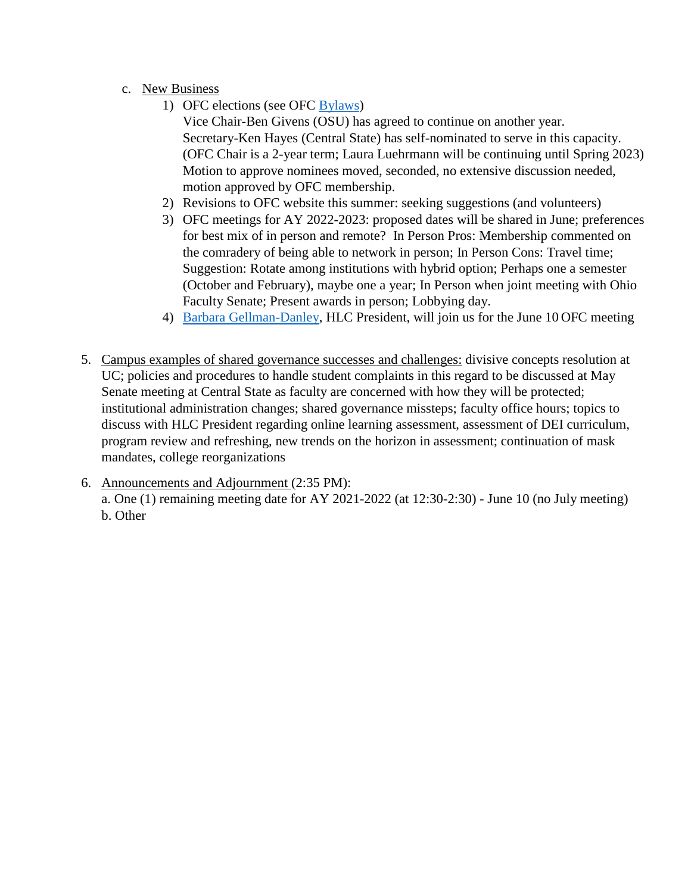c. <u>New Business</u>

   1) OFC elections (see OFC [Bylaws])
      Vice Chair-Ben Givens (OSU) has agreed to continue on another year.
      Secretary-Ken Hayes (Central State) has self-nominated to serve in this capacity.
      (OFC Chair is a 2-year term; Laura Luehrmann will be continuing until Spring 2023)
      Motion to approve nominees moved, seconded, no extensive discussion needed, motion approved by OFC membership.
   2) Revisions to OFC website this summer: seeking suggestions (and volunteers)
   3) OFC meetings for AY 2022-2023: proposed dates will be shared in June; preferences for best mix of in person and remote? In Person Pros: Membership commented on the comradery of being able to network in person; In Person Cons: Travel time; Suggestion: Rotate among institutions with hybrid option; Perhaps one a semester (October and February), maybe one a year; In Person when joint meeting with Ohio Faculty Senate; Present awards in person; Lobbying day.
   4) [Barbara Gellman-Danley], HLC President, will join us for the June 10 OFC meeting

5. <u>Campus examples of shared governance successes and challenges:</u> divisive concepts resolution at UC; policies and procedures to handle student complaints in this regard to be discussed at May Senate meeting at Central State as faculty are concerned with how they will be protected; institutional administration changes; shared governance missteps; faculty office hours; topics to discuss with HLC President regarding online learning assessment, assessment of DEI curriculum, program review and refreshing, new trends on the horizon in assessment; continuation of mask mandates, college reorganizations

6. <u>Announcements and Adjournment</u> (2:35 PM):
   a. One (1) remaining meeting date for AY 2021-2022 (at 12:30-2:30) - June 10 (no July meeting)
   b. Other